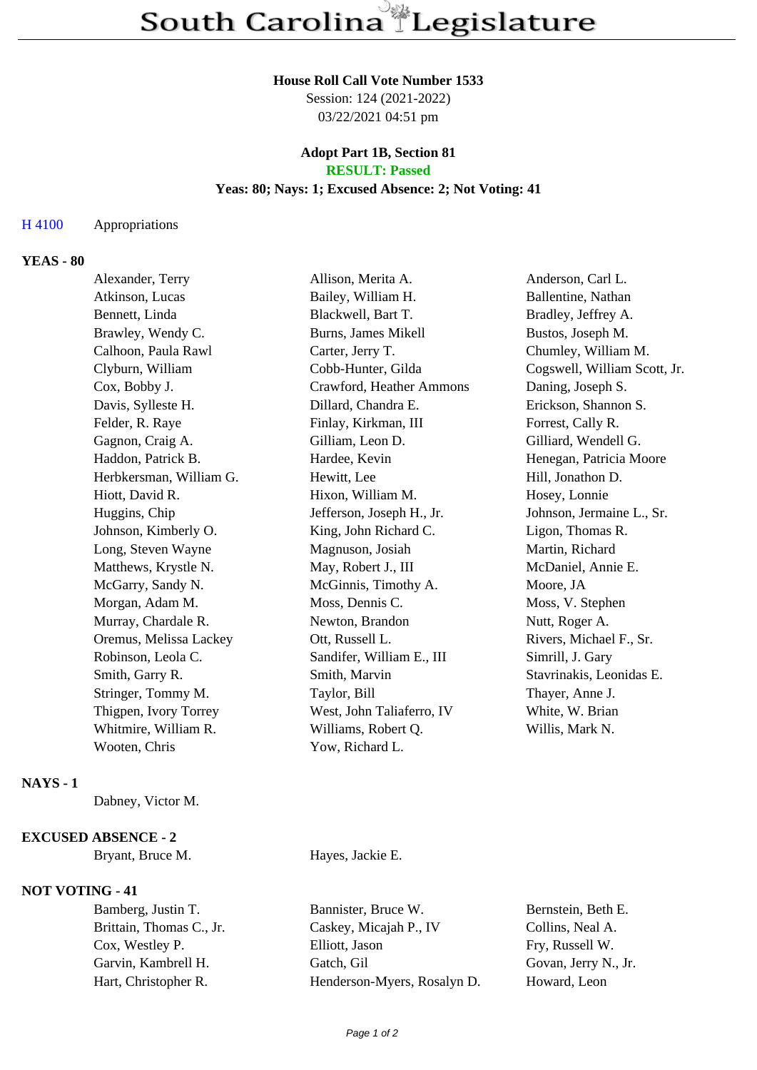# South Carolina Legislature

**House Roll Call Vote Number 1533**
Session: 124 (2021-2022)
03/22/2021 04:51 pm

**Adopt Part 1B, Section 81**
**RESULT: Passed**
**Yeas: 80; Nays: 1; Excused Absence: 2; Not Voting: 41**

H 4100 Appropriations

## YEAS - 80

Alexander, Terry
Allison, Merita A.
Anderson, Carl L.
Atkinson, Lucas
Bailey, William H.
Ballentine, Nathan
Bennett, Linda
Blackwell, Bart T.
Bradley, Jeffrey A.
Brawley, Wendy C.
Burns, James Mikell
Bustos, Joseph M.
Calhoon, Paula Rawl
Carter, Jerry T.
Chumley, William M.
Clyburn, William
Cobb-Hunter, Gilda
Cogswell, William Scott, Jr.
Cox, Bobby J.
Crawford, Heather Ammons
Daning, Joseph S.
Davis, Sylleste H.
Dillard, Chandra E.
Erickson, Shannon S.
Felder, R. Raye
Finlay, Kirkman, III
Forrest, Cally R.
Gagnon, Craig A.
Gilliam, Leon D.
Gilliard, Wendell G.
Haddon, Patrick B.
Hardee, Kevin
Henegan, Patricia Moore
Herbkersman, William G.
Hewitt, Lee
Hill, Jonathon D.
Hiott, David R.
Hixon, William M.
Hosey, Lonnie
Huggins, Chip
Jefferson, Joseph H., Jr.
Johnson, Jermaine L., Sr.
Johnson, Kimberly O.
King, John Richard C.
Ligon, Thomas R.
Long, Steven Wayne
Magnuson, Josiah
Martin, Richard
Matthews, Krystle N.
May, Robert J., III
McDaniel, Annie E.
McGarry, Sandy N.
McGinnis, Timothy A.
Moore, JA
Morgan, Adam M.
Moss, Dennis C.
Moss, V. Stephen
Murray, Chardale R.
Newton, Brandon
Nutt, Roger A.
Oremus, Melissa Lackey
Ott, Russell L.
Rivers, Michael F., Sr.
Robinson, Leola C.
Sandifer, William E., III
Simrill, J. Gary
Smith, Garry R.
Smith, Marvin
Stavrinakis, Leonidas E.
Stringer, Tommy M.
Taylor, Bill
Thayer, Anne J.
Thigpen, Ivory Torrey
West, John Taliaferro, IV
White, W. Brian
Whitmire, William R.
Williams, Robert Q.
Willis, Mark N.
Wooten, Chris
Yow, Richard L.

## NAYS - 1

Dabney, Victor M.

## EXCUSED ABSENCE - 2

Bryant, Bruce M.
Hayes, Jackie E.

## NOT VOTING - 41

Bamberg, Justin T.
Bannister, Bruce W.
Bernstein, Beth E.
Brittain, Thomas C., Jr.
Caskey, Micajah P., IV
Collins, Neal A.
Cox, Westley P.
Elliott, Jason
Fry, Russell W.
Garvin, Kambrell H.
Gatch, Gil
Govan, Jerry N., Jr.
Hart, Christopher R.
Henderson-Myers, Rosalyn D.
Howard, Leon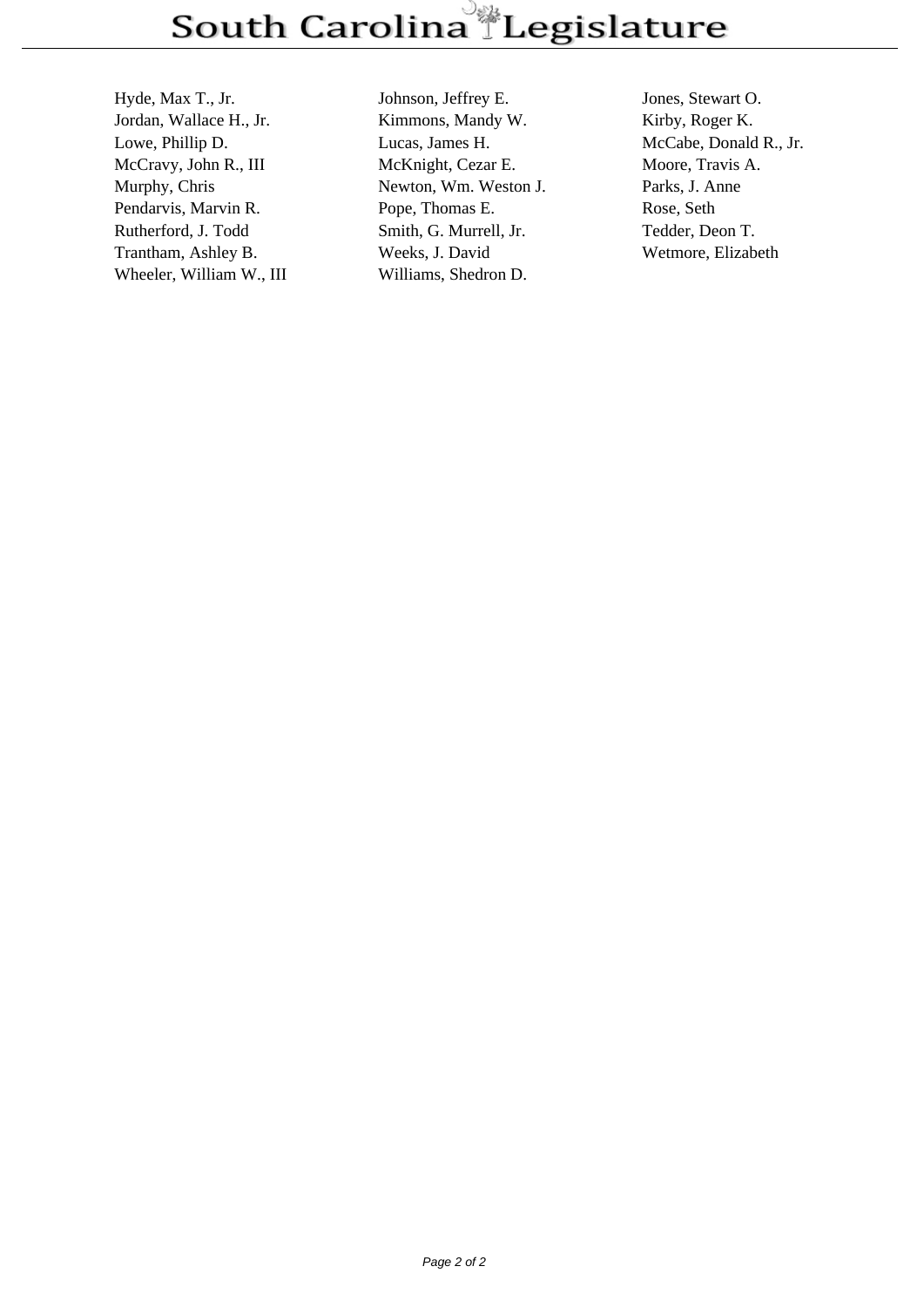Hyde, Max T., Jr.
Johnson, Jeffrey E.
Jones, Stewart O.
Jordan, Wallace H., Jr.
Kimmons, Mandy W.
Kirby, Roger K.
Lowe, Phillip D.
Lucas, James H.
McCabe, Donald R., Jr.
McCravy, John R., III
McKnight, Cezar E.
Moore, Travis A.
Murphy, Chris
Newton, Wm. Weston J.
Parks, J. Anne
Pendarvis, Marvin R.
Pope, Thomas E.
Rose, Seth
Rutherford, J. Todd
Smith, G. Murrell, Jr.
Tedder, Deon T.
Trantham, Ashley B.
Weeks, J. David
Wetmore, Elizabeth
Wheeler, William W., III
Williams, Shedron D.